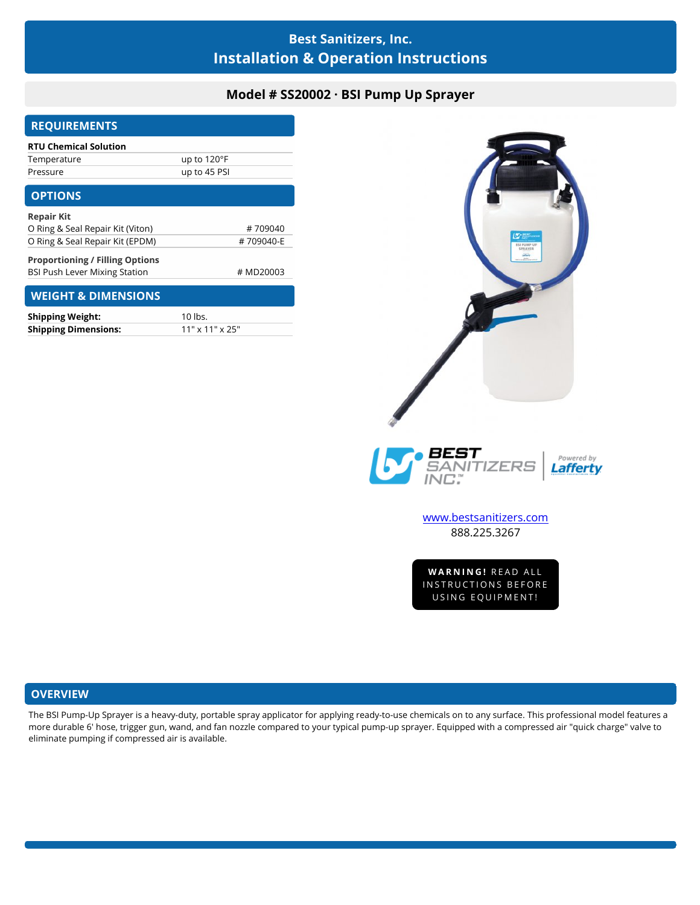# Best Sanitizers, Inc.
# Installation & Operation Instructions

## Model # SS20002 · BSI Pump Up Sprayer

## REQUIREMENTS

| RTU Chemical Solution | |
|---|---|
| Temperature | up to 120°F |
| Pressure | up to 45 PSI |

## OPTIONS

| Repair Kit | |
|---|---|
| O Ring & Seal Repair Kit (Viton) | # 709040 |
| O Ring & Seal Repair Kit (EPDM) | # 709040-E |

| Proportioning / Filling Options | |
|---|---|
| BSI Push Lever Mixing Station | # MD20003 |

## WEIGHT & DIMENSIONS

| | |
|---|---|
| **Shipping Weight:** | 10 lbs. |
| **Shipping Dimensions:** | 11" x 11" x 25" |

BEST SANITIZERS INC.™ Powered by Lafferty

www.bestsanitizers.com
888.225.3267

**WARNING!** READ ALL INSTRUCTIONS BEFORE USING EQUIPMENT!

## OVERVIEW

The BSI Pump-Up Sprayer is a heavy-duty, portable spray applicator for applying ready-to-use chemicals on to any surface. This professional model features a more durable 6' hose, trigger gun, wand, and fan nozzle compared to your typical pump-up sprayer. Equipped with a compressed air "quick charge" valve to eliminate pumping if compressed air is available.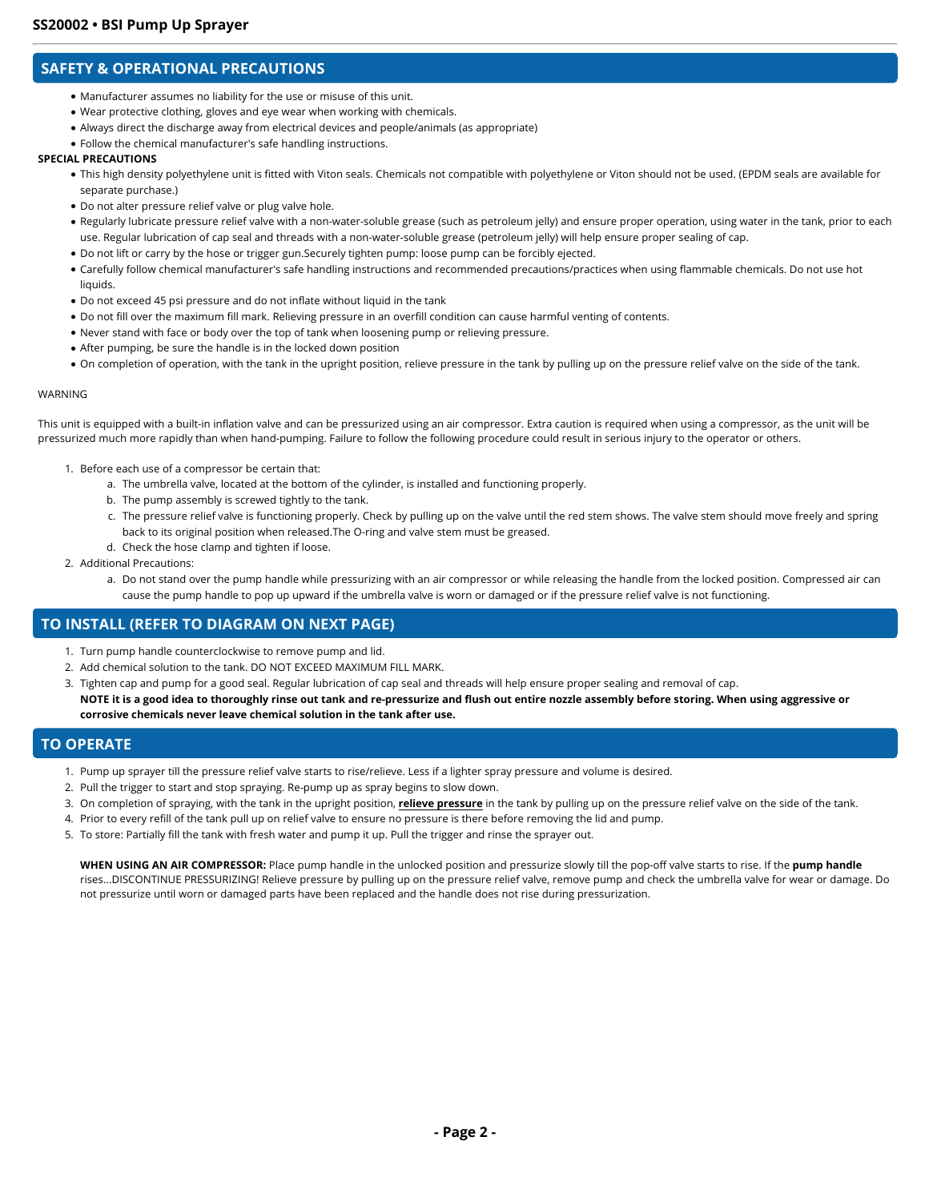## SAFETY & OPERATIONAL PRECAUTIONS

- Manufacturer assumes no liability for the use or misuse of this unit.
- Wear protective clothing, gloves and eye wear when working with chemicals.
- Always direct the discharge away from electrical devices and people/animals (as appropriate)
- Follow the chemical manufacturer's safe handling instructions.

**SPECIAL PRECAUTIONS**

- This high density polyethylene unit is fitted with Viton seals. Chemicals not compatible with polyethylene or Viton should not be used. (EPDM seals are available for separate purchase.)
- Do not alter pressure relief valve or plug valve hole.
- Regularly lubricate pressure relief valve with a non-water-soluble grease (such as petroleum jelly) and ensure proper operation, using water in the tank, prior to each use. Regular lubrication of cap seal and threads with a non-water-soluble grease (petroleum jelly) will help ensure proper sealing of cap.
- Do not lift or carry by the hose or trigger gun.Securely tighten pump: loose pump can be forcibly ejected.
- Carefully follow chemical manufacturer's safe handling instructions and recommended precautions/practices when using flammable chemicals. Do not use hot liquids.
- Do not exceed 45 psi pressure and do not inflate without liquid in the tank
- Do not fill over the maximum fill mark. Relieving pressure in an overfill condition can cause harmful venting of contents.
- Never stand with face or body over the top of tank when loosening pump or relieving pressure.
- After pumping, be sure the handle is in the locked down position
- On completion of operation, with the tank in the upright position, relieve pressure in the tank by pulling up on the pressure relief valve on the side of the tank.

WARNING

This unit is equipped with a built-in inflation valve and can be pressurized using an air compressor. Extra caution is required when using a compressor, as the unit will be pressurized much more rapidly than when hand-pumping. Failure to follow the following procedure could result in serious injury to the operator or others.

1. Before each use of a compressor be certain that:
   a. The umbrella valve, located at the bottom of the cylinder, is installed and functioning properly.
   b. The pump assembly is screwed tightly to the tank.
   c. The pressure relief valve is functioning properly. Check by pulling up on the valve until the red stem shows. The valve stem should move freely and spring back to its original position when released.The O-ring and valve stem must be greased.
   d. Check the hose clamp and tighten if loose.
2. Additional Precautions:
   a. Do not stand over the pump handle while pressurizing with an air compressor or while releasing the handle from the locked position. Compressed air can cause the pump handle to pop up upward if the umbrella valve is worn or damaged or if the pressure relief valve is not functioning.

## TO INSTALL (REFER TO DIAGRAM ON NEXT PAGE)

1. Turn pump handle counterclockwise to remove pump and lid.
2. Add chemical solution to the tank. DO NOT EXCEED MAXIMUM FILL MARK.
3. Tighten cap and pump for a good seal. Regular lubrication of cap seal and threads will help ensure proper sealing and removal of cap.
   **NOTE it is a good idea to thoroughly rinse out tank and re-pressurize and flush out entire nozzle assembly before storing. When using aggressive or corrosive chemicals never leave chemical solution in the tank after use.**

## TO OPERATE

1. Pump up sprayer till the pressure relief valve starts to rise/relieve. Less if a lighter spray pressure and volume is desired.
2. Pull the trigger to start and stop spraying. Re-pump up as spray begins to slow down.
3. On completion of spraying, with the tank in the upright position, **relieve pressure** in the tank by pulling up on the pressure relief valve on the side of the tank.
4. Prior to every refill of the tank pull up on relief valve to ensure no pressure is there before removing the lid and pump.
5. To store: Partially fill the tank with fresh water and pump it up. Pull the trigger and rinse the sprayer out.

**WHEN USING AN AIR COMPRESSOR:** Place pump handle in the unlocked position and pressurize slowly till the pop-off valve starts to rise. If the **pump handle** rises...DISCONTINUE PRESSURIZING! Relieve pressure by pulling up on the pressure relief valve, remove pump and check the umbrella valve for wear or damage. Do not pressurize until worn or damaged parts have been replaced and the handle does not rise during pressurization.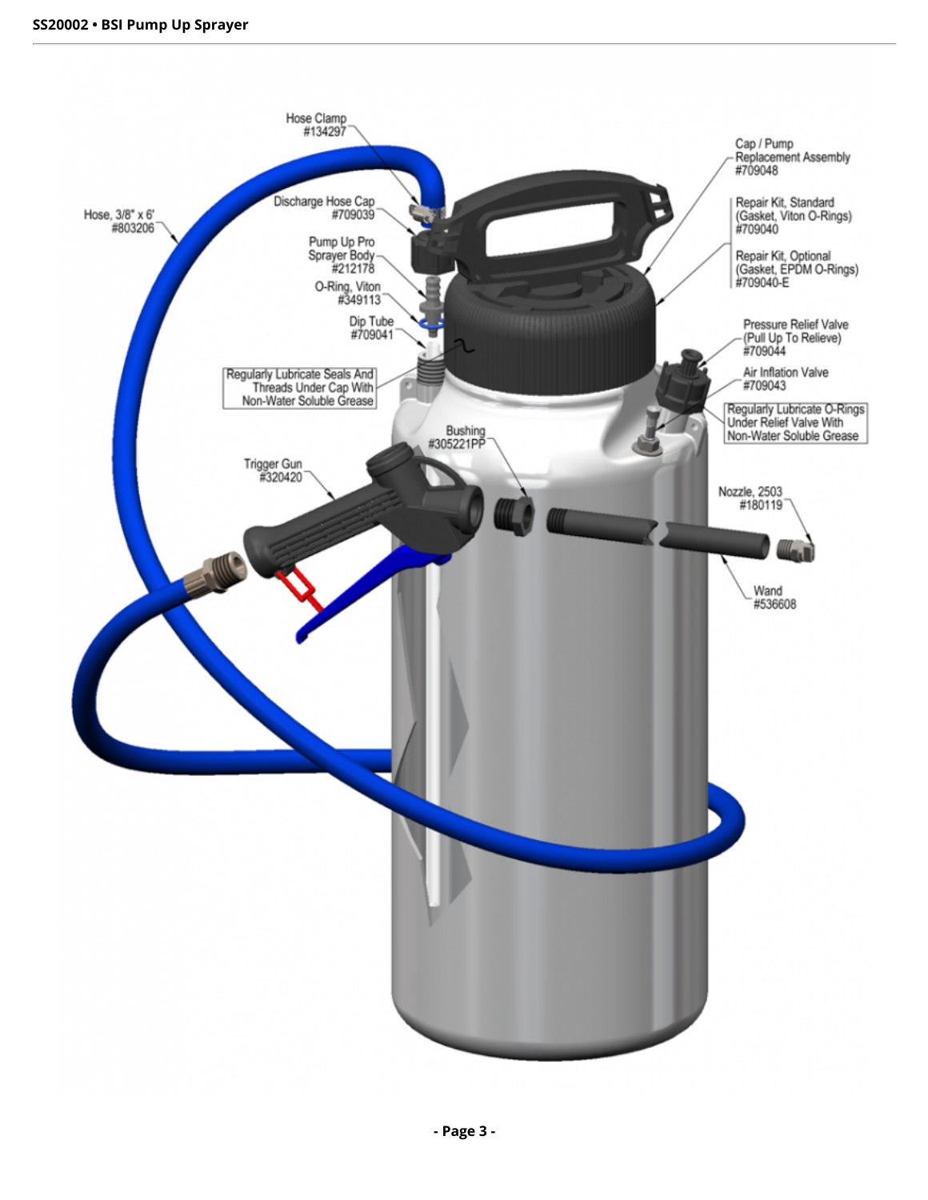Hose Clamp
#134297

Discharge Hose Cap
#709039

Hose, 3/8" x 6'
#803206

Pump Up Pro Sprayer Body
#212178

O-Ring, Viton
#349113

Dip Tube
#709041

Regularly Lubricate Seals And Threads Under Cap With Non-Water Soluble Grease

Cap / Pump Replacement Assembly
#709048

Repair Kit, Standard (Gasket, Viton O-Rings)
#709040

Repair Kit, Optional (Gasket, EPDM O-Rings)
#709040-E

Pressure Relief Valve (Pull Up To Relieve)
#709044

Air Inflation Valve
#709043

Regularly Lubricate O-Rings Under Relief Valve With Non-Water Soluble Grease

Bushing
#305221PP

Trigger Gun
#320420

Nozzle, 2503
#180119

Wand
#536608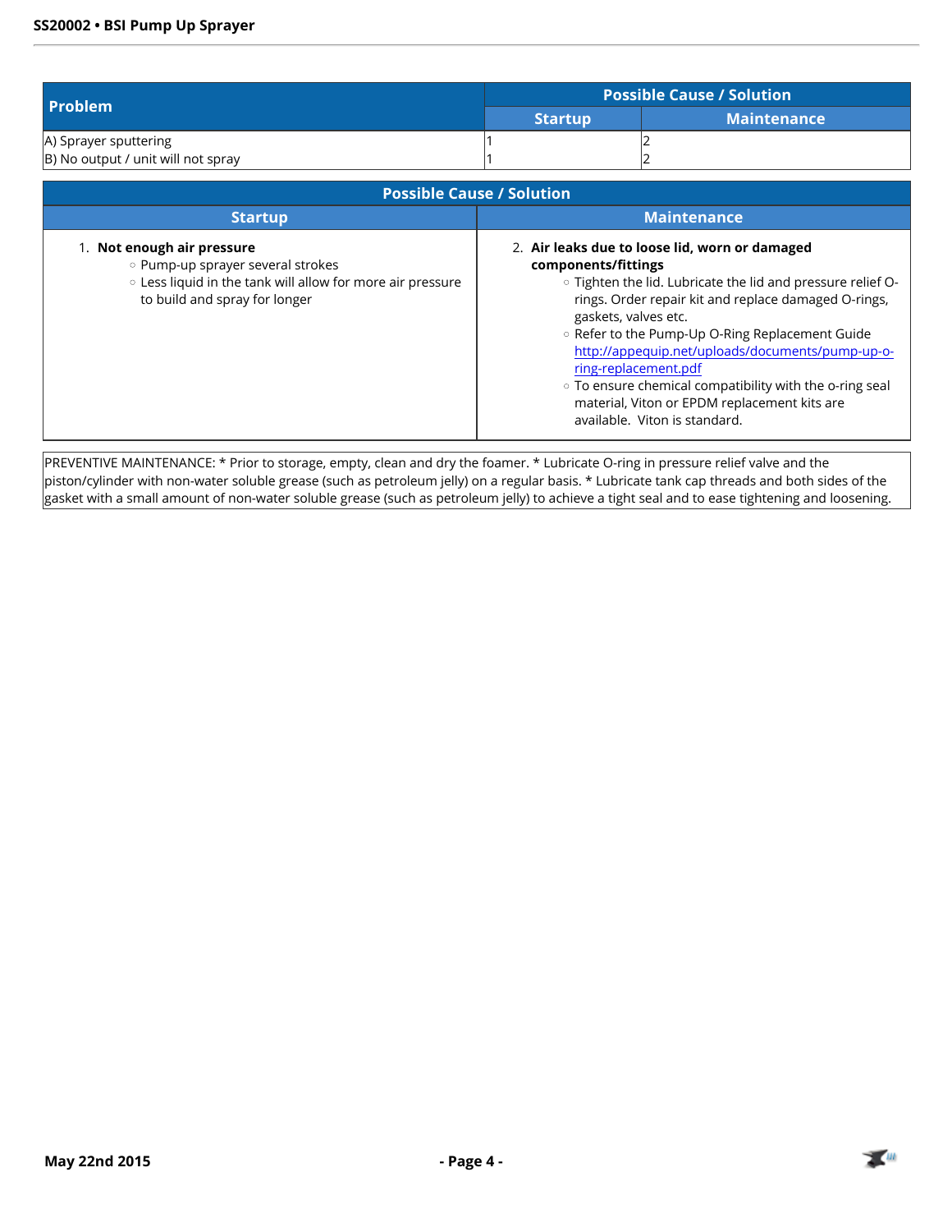| Problem | Possible Cause / Solution | |
|---|---|---|
| | Startup | Maintenance |
| A) Sprayer sputtering | 1 | 2 |
| B) No output / unit will not spray | 1 | 2 |

| Possible Cause / Solution | |
|---|---|
| Startup | Maintenance |
| 1. **Not enough air pressure**<br>◦ Pump-up sprayer several strokes<br>◦ Less liquid in the tank will allow for more air pressure to build and spray for longer | 2. **Air leaks due to loose lid, worn or damaged components/fittings**<br>◦ Tighten the lid. Lubricate the lid and pressure relief O-rings. Order repair kit and replace damaged O-rings, gaskets, valves etc.<br>◦ Refer to the Pump-Up O-Ring Replacement Guide http://appequip.net/uploads/documents/pump-up-o-ring-replacement.pdf<br>◦ To ensure chemical compatibility with the o-ring seal material, Viton or EPDM replacement kits are available. Viton is standard. |

PREVENTIVE MAINTENANCE: * Prior to storage, empty, clean and dry the foamer. * Lubricate O-ring in pressure relief valve and the piston/cylinder with non-water soluble grease (such as petroleum jelly) on a regular basis. * Lubricate tank cap threads and both sides of the gasket with a small amount of non-water soluble grease (such as petroleum jelly) to achieve a tight seal and to ease tightening and loosening.

May 22nd 2015